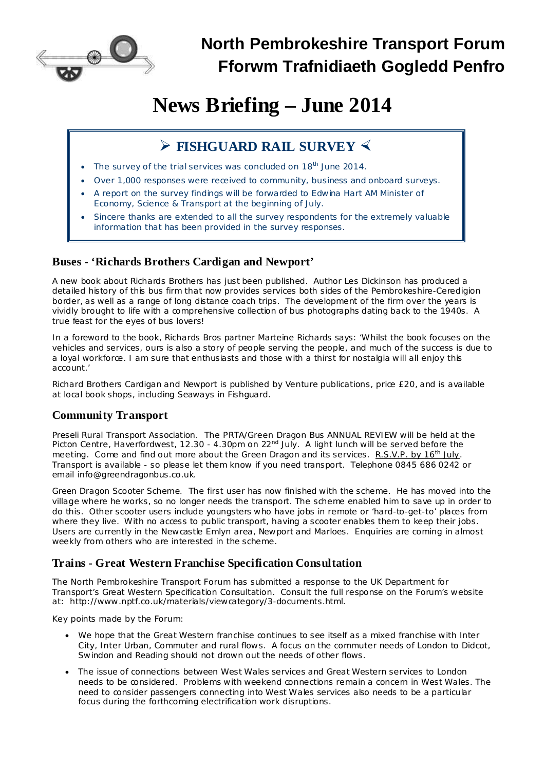# North Pembrokeshire Transport Forum
# Fforwm Trafnidiaeth Gogledd Penfro

# News Briefing – June 2014

## ➢ FISHGUARD RAIL SURVEY ➢

- The survey of the trial services was concluded on 18th June 2014.
- Over 1,000 responses were received to community, business and onboard surveys.
- A report on the survey findings will be forwarded to Edwina Hart AM Minister of Economy, Science & Transport at the beginning of July.
- Sincere thanks are extended to all the survey respondents for the extremely valuable information that has been provided in the survey responses.

## Buses - 'Richards Brothers Cardigan and Newport'

A new book about Richards Brothers has just been published. Author Les Dickinson has produced a detailed history of this bus firm that now provides services both sides of the Pembrokeshire-Ceredigion border, as well as a range of long distance coach trips. The development of the firm over the years is vividly brought to life with a comprehensive collection of bus photographs dating back to the 1940s. A true feast for the eyes of bus lovers!

In a foreword to the book, Richards Bros partner Marteine Richards says: 'Whilst the book focuses on the vehicles and services, ours is also a story of people serving the people, and much of the success is due to a loyal workforce. I am sure that enthusiasts and those with a thirst for nostalgia will all enjoy this account.'

Richard Brothers Cardigan and Newport is published by Venture publications, price £20, and is available at local book shops, including Seaways in Fishguard.

## Community Transport

Preseli Rural Transport Association. The PRTA/Green Dragon Bus ANNUAL REVIEW will be held at the Picton Centre, Haverfordwest, 12.30 - 4.30pm on 22nd July. A light lunch will be served before the meeting. Come and find out more about the Green Dragon and its services. R.S.V.P. by 16th July. Transport is available - so please let them know if you need transport. Telephone 0845 686 0242 or email info@greendragonbus.co.uk.

Green Dragon Scooter Scheme. The first user has now finished with the scheme. He has moved into the village where he works, so no longer needs the transport. The scheme enabled him to save up in order to do this. Other scooter users include youngsters who have jobs in remote or 'hard-to-get-to' places from where they live. With no access to public transport, having a scooter enables them to keep their jobs. Users are currently in the Newcastle Emlyn area, Newport and Marloes. Enquiries are coming in almost weekly from others who are interested in the scheme.

## Trains - Great Western Franchise Specification Consultation

The North Pembrokeshire Transport Forum has submitted a response to the UK Department for Transport's Great Western Specification Consultation. Consult the full response on the Forum's website at: http://www.nptf.co.uk/materials/viewcategory/3-documents.html.

Key points made by the Forum:

- We hope that the Great Western franchise continues to see itself as a mixed franchise with Inter City, Inter Urban, Commuter and rural flows. A focus on the commuter needs of London to Didcot, Swindon and Reading should not drown out the needs of other flows.
- The issue of connections between West Wales services and Great Western services to London needs to be considered. Problems with weekend connections remain a concern in West Wales. The need to consider passengers connecting into West Wales services also needs to be a particular focus during the forthcoming electrification work disruptions.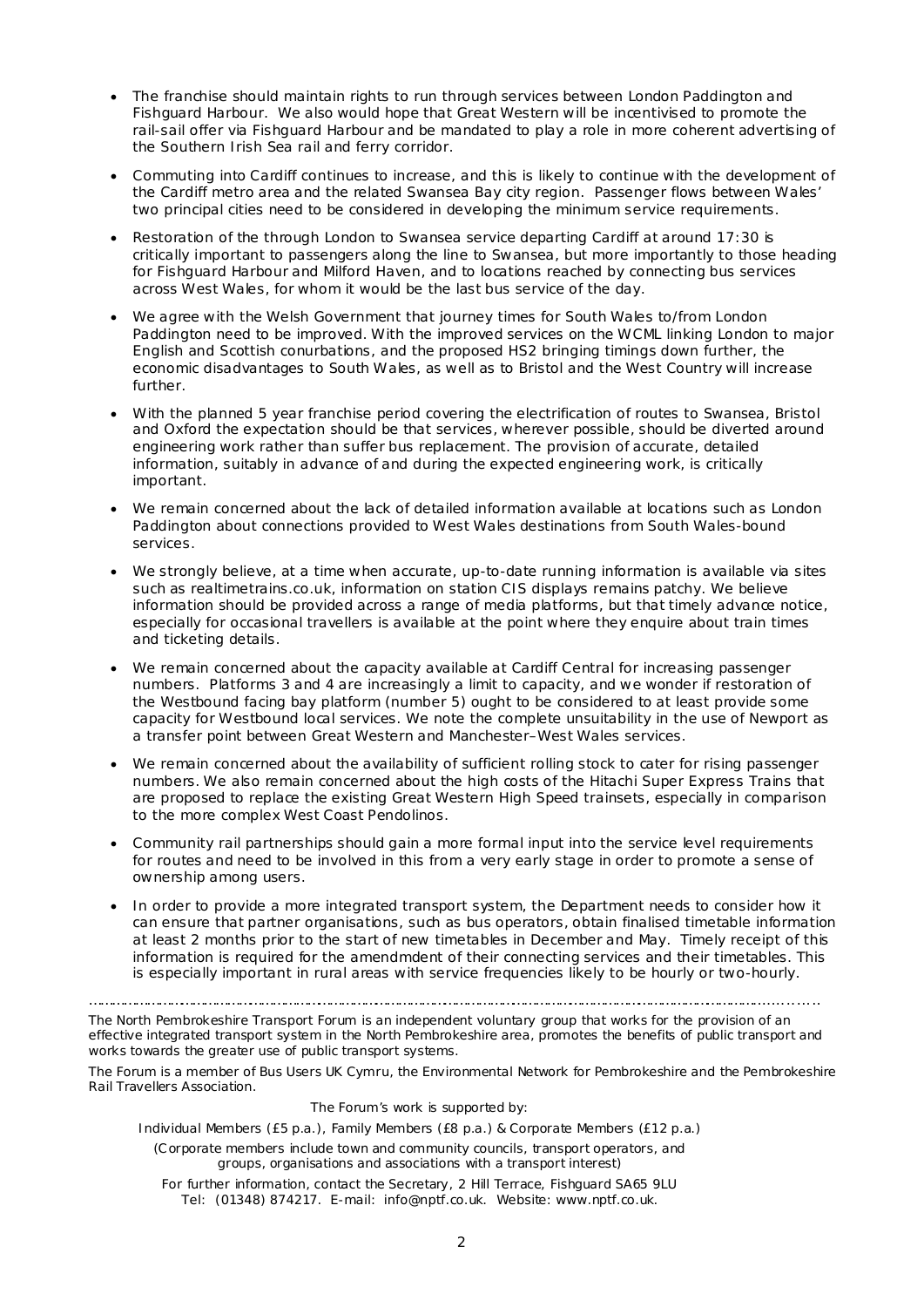- The franchise should maintain rights to run through services between London Paddington and Fishguard Harbour. We also would hope that Great Western will be incentivised to promote the rail-sail offer via Fishguard Harbour and be mandated to play a role in more coherent advertising of the Southern Irish Sea rail and ferry corridor.
- Commuting into Cardiff continues to increase, and this is likely to continue with the development of the Cardiff metro area and the related Swansea Bay city region. Passenger flows between Wales' two principal cities need to be considered in developing the minimum service requirements.
- Restoration of the through London to Swansea service departing Cardiff at around 17:30 is critically important to passengers along the line to Swansea, but more importantly to those heading for Fishguard Harbour and Milford Haven, and to locations reached by connecting bus services across West Wales, for whom it would be the last bus service of the day.
- We agree with the Welsh Government that journey times for South Wales to/from London Paddington need to be improved. With the improved services on the WCML linking London to major English and Scottish conurbations, and the proposed HS2 bringing timings down further, the economic disadvantages to South Wales, as well as to Bristol and the West Country will increase further.
- With the planned 5 year franchise period covering the electrification of routes to Swansea, Bristol and Oxford the expectation should be that services, wherever possible, should be diverted around engineering work rather than suffer bus replacement. The provision of accurate, detailed information, suitably in advance of and during the expected engineering work, is critically important.
- We remain concerned about the lack of detailed information available at locations such as London Paddington about connections provided to West Wales destinations from South Wales-bound services.
- We strongly believe, at a time when accurate, up-to-date running information is available via sites such as realtimetrains.co.uk, information on station CIS displays remains patchy. We believe information should be provided across a range of media platforms, but that timely advance notice, especially for occasional travellers is available at the point where they enquire about train times and ticketing details.
- We remain concerned about the capacity available at Cardiff Central for increasing passenger numbers. Platforms 3 and 4 are increasingly a limit to capacity, and we wonder if restoration of the Westbound facing bay platform (number 5) ought to be considered to at least provide some capacity for Westbound local services. We note the complete unsuitability in the use of Newport as a transfer point between Great Western and Manchester–West Wales services.
- We remain concerned about the availability of sufficient rolling stock to cater for rising passenger numbers. We also remain concerned about the high costs of the Hitachi Super Express Trains that are proposed to replace the existing Great Western High Speed trainsets, especially in comparison to the more complex West Coast Pendolinos.
- Community rail partnerships should gain a more formal input into the service level requirements for routes and need to be involved in this from a very early stage in order to promote a sense of ownership among users.
- In order to provide a more integrated transport system, the Department needs to consider how it can ensure that partner organisations, such as bus operators, obtain finalised timetable information at least 2 months prior to the start of new timetables in December and May. Timely receipt of this information is required for the amendmdent of their connecting services and their timetables. This is especially important in rural areas with service frequencies likely to be hourly or two-hourly.

---

The North Pembrokeshire Transport Forum is an independent voluntary group that works for the provision of an effective integrated transport system in the North Pembrokeshire area, promotes the benefits of public transport and works towards the greater use of public transport systems.

The Forum is a member of Bus Users UK Cymru, the Environmental Network for Pembrokeshire and the Pembrokeshire Rail Travellers Association.

The Forum's work is supported by:

Individual Members (£5 p.a.), Family Members (£8 p.a.) & Corporate Members (£12 p.a.)

(Corporate members include town and community councils, transport operators, and groups, organisations and associations with a transport interest)

For further information, contact the Secretary, 2 Hill Terrace, Fishguard SA65 9LU
Tel: (01348) 874217. E-mail: info@nptf.co.uk. Website: www.nptf.co.uk.